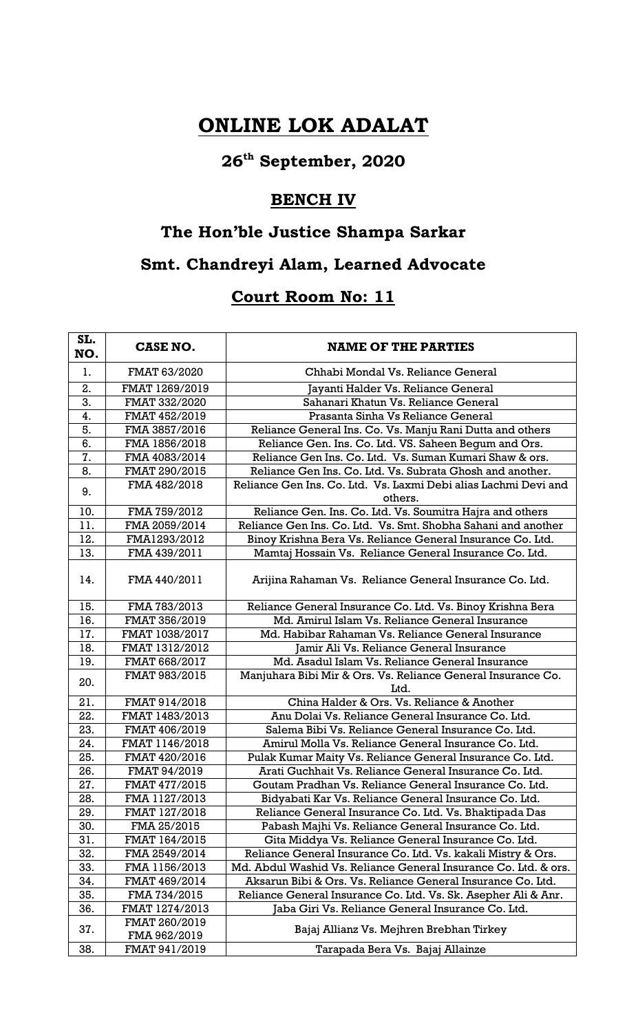# ONLINE LOK ADALAT

## 26th September, 2020

## BENCH IV

## The Hon'ble Justice Shampa Sarkar

## Smt. Chandreyi Alam, Learned Advocate

## Court Room No: 11

| SL. NO. | CASE NO. | NAME OF THE PARTIES |
|---|---|---|
| 1. | FMAT 63/2020 | Chhabi Mondal Vs. Reliance General |
| 2. | FMAT 1269/2019 | Jayanti Halder Vs. Reliance General |
| 3. | FMAT 332/2020 | Sahanari Khatun Vs. Reliance General |
| 4. | FMAT 452/2019 | Prasanta Sinha Vs Reliance General |
| 5. | FMA 3857/2016 | Reliance General Ins. Co. Vs. Manju Rani Dutta and others |
| 6. | FMA 1856/2018 | Reliance Gen. Ins. Co. Ltd. VS. Saheen Begum and Ors. |
| 7. | FMA 4083/2014 | Reliance Gen Ins. Co. Ltd. Vs. Suman Kumari Shaw & ors. |
| 8. | FMAT 290/2015 | Reliance Gen Ins. Co. Ltd. Vs. Subrata Ghosh and another. |
| 9. | FMA 482/2018 | Reliance Gen Ins. Co. Ltd. Vs. Laxmi Debi alias Lachmi Devi and others. |
| 10. | FMA 759/2012 | Reliance Gen. Ins. Co. Ltd. Vs. Soumitra Hajra and others |
| 11. | FMA 2059/2014 | Reliance Gen Ins. Co. Ltd. Vs. Smt. Shobha Sahani and another |
| 12. | FMA1293/2012 | Binoy Krishna Bera Vs. Reliance General Insurance Co. Ltd. |
| 13. | FMA 439/2011 | Mamtaj Hossain Vs. Reliance General Insurance Co. Ltd. |
| 14. | FMA 440/2011 | Arijina Rahaman Vs. Reliance General Insurance Co. Ltd. |
| 15. | FMA 783/2013 | Reliance General Insurance Co. Ltd. Vs. Binoy Krishna Bera |
| 16. | FMAT 356/2019 | Md. Amirul Islam Vs. Reliance General Insurance |
| 17. | FMAT 1038/2017 | Md. Habibar Rahaman Vs. Reliance General Insurance |
| 18. | FMAT 1312/2012 | Jamir Ali Vs. Reliance General Insurance |
| 19. | FMAT 668/2017 | Md. Asadul Islam Vs. Reliance General Insurance |
| 20. | FMAT 983/2015 | Manjuhara Bibi Mir & Ors. Vs. Reliance General Insurance Co. Ltd. |
| 21. | FMAT 914/2018 | China Halder & Ors. Vs. Reliance & Another |
| 22. | FMAT 1483/2013 | Anu Dolai Vs. Reliance General Insurance Co. Ltd. |
| 23. | FMAT 406/2019 | Salema Bibi Vs. Reliance General Insurance Co. Ltd. |
| 24. | FMAT 1146/2018 | Amirul Molla Vs. Reliance General Insurance Co. Ltd. |
| 25. | FMAT 420/2016 | Pulak Kumar Maity Vs. Reliance General Insurance Co. Ltd. |
| 26. | FMAT 94/2019 | Arati Guchhait Vs. Reliance General Insurance Co. Ltd. |
| 27. | FMAT 477/2015 | Goutam Pradhan Vs. Reliance General Insurance Co. Ltd. |
| 28. | FMA 1127/2013 | Bidyabati Kar Vs. Reliance General Insurance Co. Ltd. |
| 29. | FMAT 127/2018 | Reliance General Insurance Co. Ltd. Vs. Bhaktipada Das |
| 30. | FMA 25/2015 | Pabash Majhi Vs. Reliance General Insurance Co. Ltd. |
| 31. | FMAT 164/2015 | Gita Middya Vs. Reliance General Insurance Co. Ltd. |
| 32. | FMA 2549/2014 | Reliance General Insurance Co. Ltd. Vs. kakali Mistry & Ors. |
| 33. | FMA 1156/2013 | Md. Abdul Washid Vs. Reliance General Insurance Co. Ltd. & ors. |
| 34. | FMAT 469/2014 | Aksarun Bibi & Ors. Vs. Reliance General Insurance Co. Ltd. |
| 35. | FMA 734/2015 | Reliance General Insurance Co. Ltd. Vs. Sk. Asepher Ali & Anr. |
| 36. | FMAT 1274/2013 | Jaba Giri Vs. Reliance General Insurance Co. Ltd. |
| 37. | FMAT 260/2019<br>FMA 962/2019 | Bajaj Allianz Vs. Mejhren Brebhan Tirkey |
| 38. | FMAT 941/2019 | Tarapada Bera Vs. Bajaj Allainze |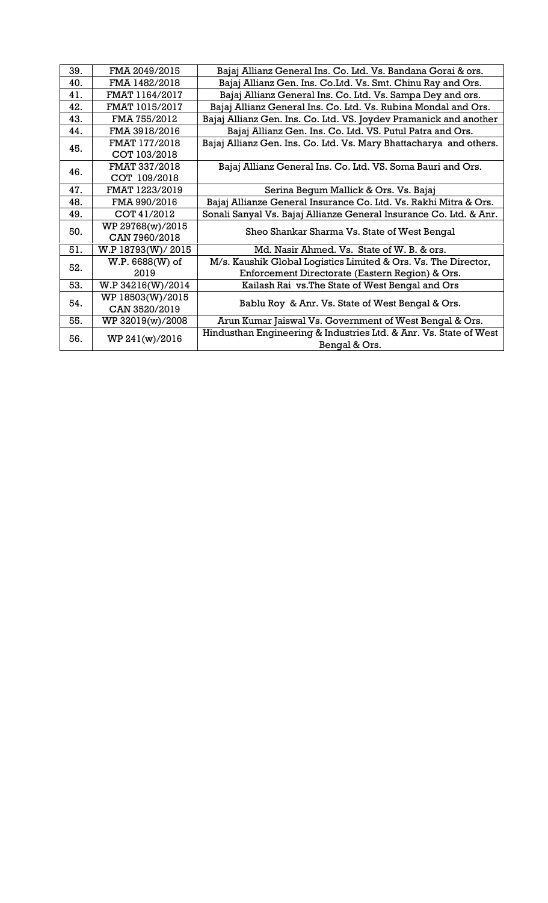| | | |
|---|---|---|
| 39. | FMA 2049/2015 | Bajaj Allianz General Ins. Co. Ltd. Vs. Bandana Gorai & ors. |
| 40. | FMA 1482/2018 | Bajaj Allianz Gen. Ins. Co.Ltd. Vs. Smt. Chinu Ray and Ors. |
| 41. | FMAT 1164/2017 | Bajaj Allianz General Ins. Co. Ltd. Vs. Sampa Dey and ors. |
| 42. | FMAT 1015/2017 | Bajaj Allianz General Ins. Co. Ltd. Vs. Rubina Mondal and Ors. |
| 43. | FMA 755/2012 | Bajaj Allianz Gen. Ins. Co. Ltd. VS. Joydev Pramanick and another |
| 44. | FMA 3918/2016 | Bajaj Allianz Gen. Ins. Co. Ltd. VS. Putul Patra and Ors. |
| 45. | FMAT 177/2018<br>COT 103/2018 | Bajaj Allianz Gen. Ins. Co. Ltd. Vs. Mary Bhattacharya and others. |
| 46. | FMAT 337/2018<br>COT 109/2018 | Bajaj Allianz General Ins. Co. Ltd. VS. Soma Bauri and Ors. |
| 47. | FMAT 1223/2019 | Serina Begum Mallick & Ors. Vs. Bajaj |
| 48. | FMA 990/2016 | Bajaj Allianze General Insurance Co. Ltd. Vs. Rakhi Mitra & Ors. |
| 49. | COT 41/2012 | Sonali Sanyal Vs. Bajaj Allianze General Insurance Co. Ltd. & Anr. |
| 50. | WP 29768(w)/2015<br>CAN 7960/2018 | Sheo Shankar Sharma Vs. State of West Bengal |
| 51. | W.P 18793(W)/ 2015 | Md. Nasir Ahmed. Vs. State of W. B. & ors. |
| 52. | W.P. 6688(W) of 2019 | M/s. Kaushik Global Logistics Limited & Ors. Vs. The Director, Enforcement Directorate (Eastern Region) & Ors. |
| 53. | W.P 34216(W)/2014 | Kailash Rai vs.The State of West Bengal and Ors |
| 54. | WP 18503(W)/2015<br>CAN 3520/2019 | Bablu Roy & Anr. Vs. State of West Bengal & Ors. |
| 55. | WP 32019(w)/2008 | Arun Kumar Jaiswal Vs. Government of West Bengal & Ors. |
| 56. | WP 241(w)/2016 | Hindusthan Engineering & Industries Ltd. & Anr. Vs. State of West Bengal & Ors. |